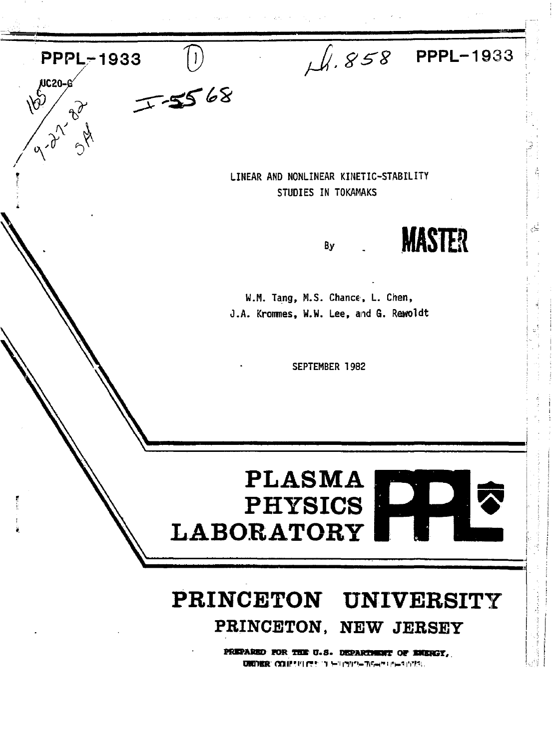PPPL-1933

UC20-G

PPPL-1933

# LINEAR AND NONLINEAR KINETIC-STABILITY STUDIES IN TOKAMAKS

By

MASTER

W.M. Tang, M.S. Chance, L. Chen, J.A. Krommes, W.W. Lee, and G. Rewoldt

SEPTEMBER 1982

**PLASMA PHYSICS LABORATORY**

**PRINCETON UNIVERSITY**
**PRINCETON, NEW JERSEY**

PREPARED FOR THE U.S. DEPARTMENT OF ENERGY,
UNDER CONTRACT DE-AC02-76-CHO-3073.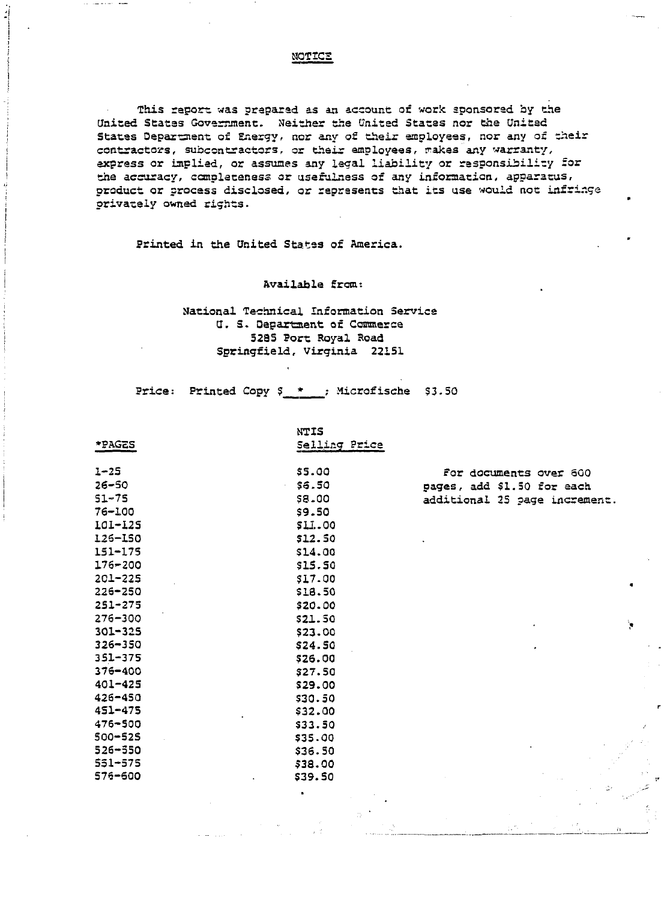## NOTICE

This report was prepared as an account of work sponsored by the United States Government. Neither the United States nor the United States Department of Energy, nor any of their employees, nor any of their contractors, subcontractors, or their employees, makes any warranty, express or implied, or assumes any legal liability or responsibility for the accuracy, completeness or usefulness of any information, apparatus, product or process disclosed, or represents that its use would not infringe privately owned rights.

Printed in the United States of America.

Available from:

National Technical Information Service
U. S. Department of Commerce
5285 Port Royal Road
Springfield, Virginia 22151

Price: Printed Copy $__*__; Microfische $3.50

| *PAGES | NTIS Selling Price |
|---|---|
| 1-25 | $5.00 |
| 26-50 | $6.50 |
| 51-75 | $8.00 |
| 76-100 | $9.50 |
| 101-125 | $11.00 |
| 126-150 | $12.50 |
| 151-175 | $14.00 |
| 176-200 | $15.50 |
| 201-225 | $17.00 |
| 226-250 | $18.50 |
| 251-275 | $20.00 |
| 276-300 | $21.50 |
| 301-325 | $23.00 |
| 326-350 | $24.50 |
| 351-375 | $26.00 |
| 376-400 | $27.50 |
| 401-425 | $29.00 |
| 426-450 | $30.50 |
| 451-475 | $32.00 |
| 476-500 | $33.50 |
| 500-525 | $35.00 |
| 526-550 | $36.50 |
| 551-575 | $38.00 |
| 576-600 | $39.50 |

For documents over 600 pages, add $1.50 for each additional 25 page increment.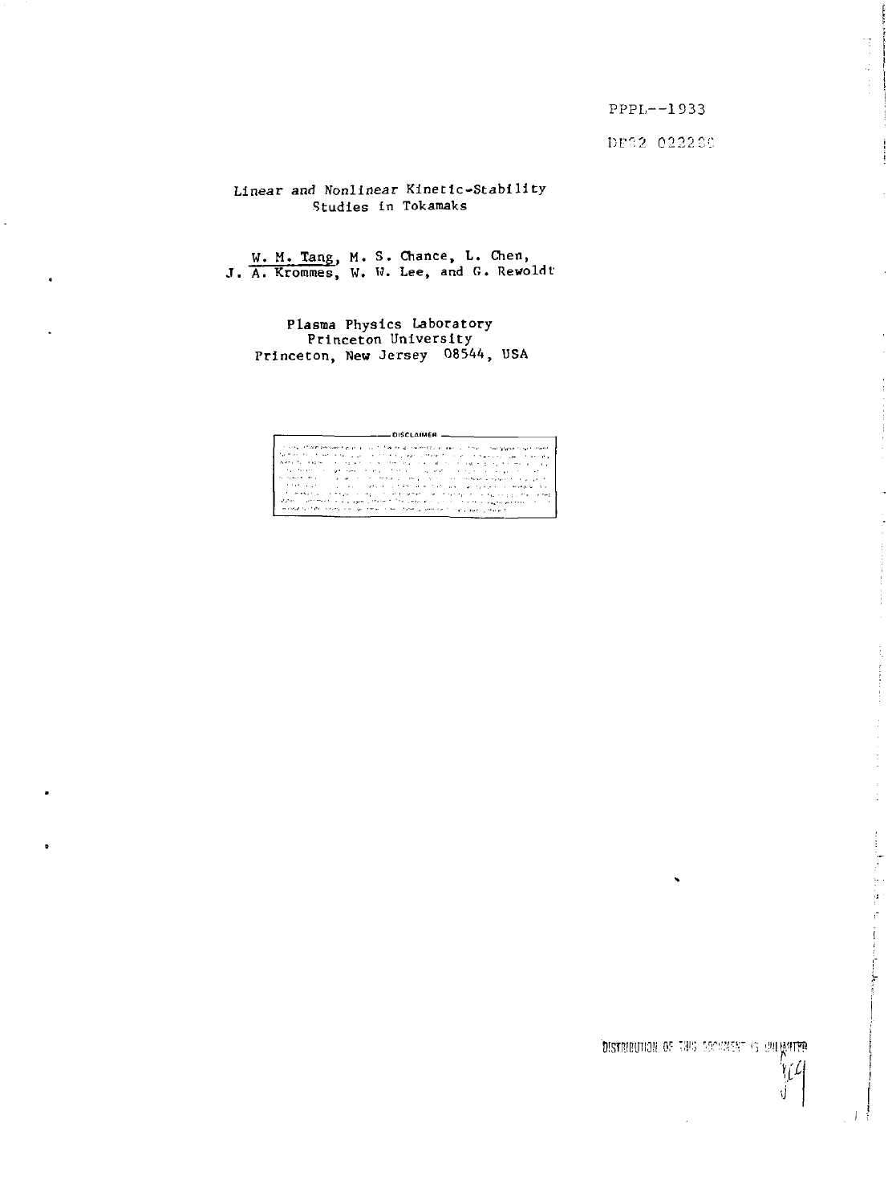PPPL--1933

DE82 022280

# Linear and Nonlinear Kinetic-Stability Studies in Tokamaks

W. M. Tang, M. S. Chance, L. Chen, J. A. Krommes, W. W. Lee, and G. Rewoldt

Plasma Physics Laboratory
Princeton University
Princeton, New Jersey 08544, USA

DISCLAIMER

DISTRIBUTION OF THIS DOCUMENT IS UNLIMITED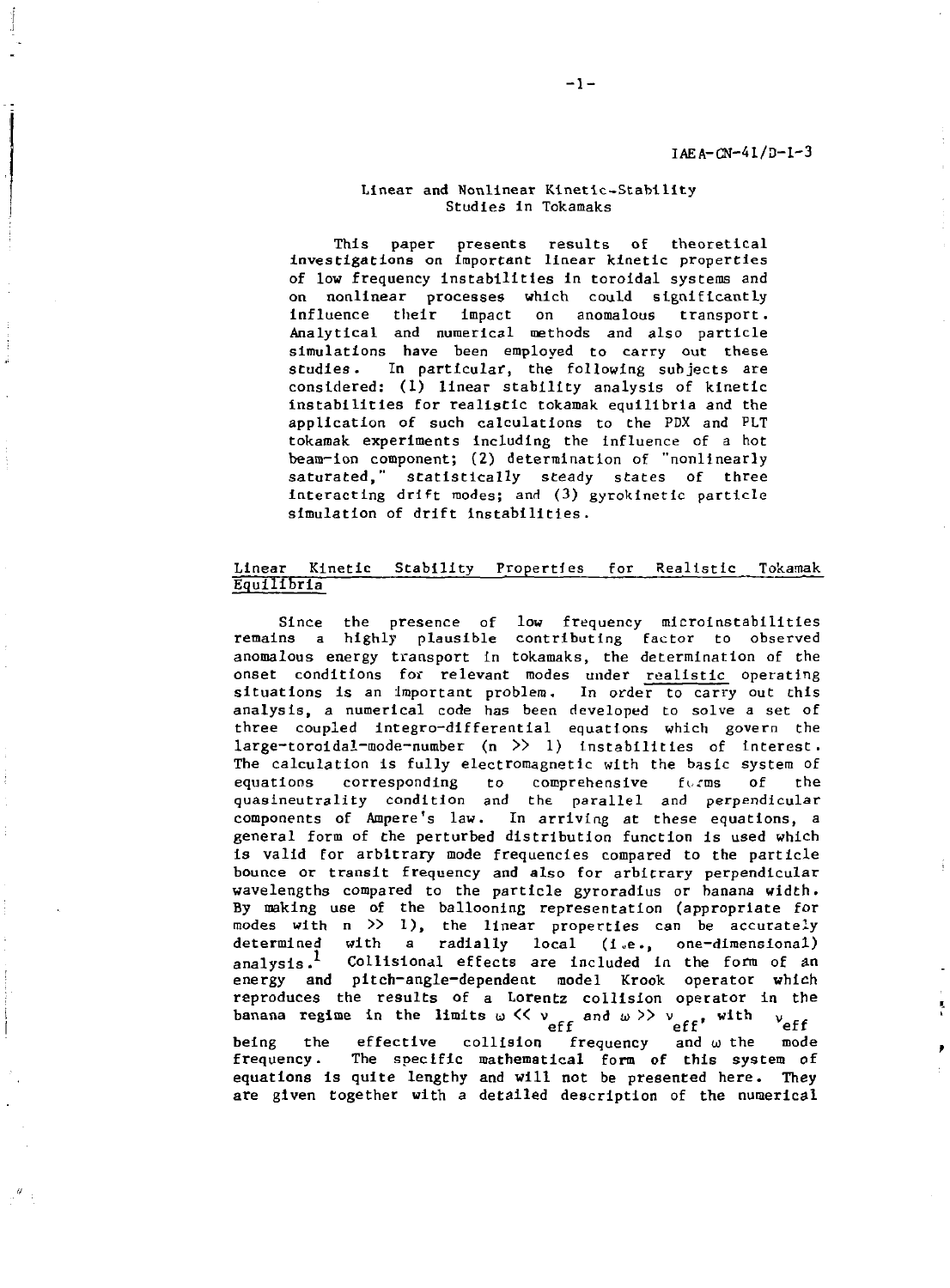IAEA-CN-41/D-1-3

# Linear and Nonlinear Kinetic-Stability Studies in Tokamaks

This paper presents results of theoretical investigations on important linear kinetic properties of low frequency instabilities in toroidal systems and on nonlinear processes which could significantly influence their impact on anomalous transport. Analytical and numerical methods and also particle simulations have been employed to carry out these studies. In particular, the following subjects are considered: (1) linear stability analysis of kinetic instabilities for realistic tokamak equilibria and the application of such calculations to the PDX and PLT tokamak experiments including the influence of a hot beam-ion component; (2) determination of "nonlinearly saturated," statistically steady states of three interacting drift modes; and (3) gyrokinetic particle simulation of drift instabilities.

## Linear Kinetic Stability Properties for Realistic Tokamak Equilibria

Since the presence of low frequency microinstabilities remains a highly plausible contributing factor to observed anomalous energy transport in tokamaks, the determination of the onset conditions for relevant modes under realistic operating situations is an important problem. In order to carry out this analysis, a numerical code has been developed to solve a set of three coupled integro-differential equations which govern the large-toroidal-mode-number ($n \gg 1$) instabilities of interest. The calculation is fully electromagnetic with the basic system of equations corresponding to comprehensive forms of the quasineutrality condition and the parallel and perpendicular components of Ampere's law. In arriving at these equations, a general form of the perturbed distribution function is used which is valid for arbitrary mode frequencies compared to the particle bounce or transit frequency and also for arbitrary perpendicular wavelengths compared to the particle gyroradius or banana width. By making use of the ballooning representation (appropriate for modes with $n \gg 1$), the linear properties can be accurately determined with a radially local (i.e., one-dimensional) analysis.[1] Collisional effects are included in the form of an energy and pitch-angle-dependent model Krook operator which reproduces the results of a Lorentz collision operator in the banana regime in the limits $\omega \ll \nu_{eff}$ and $\omega \gg \nu_{eff}$, with $\nu_{eff}$ being the effective collision frequency and $\omega$ the mode frequency. The specific mathematical form of this system of equations is quite lengthy and will not be presented here. They are given together with a detailed description of the numerical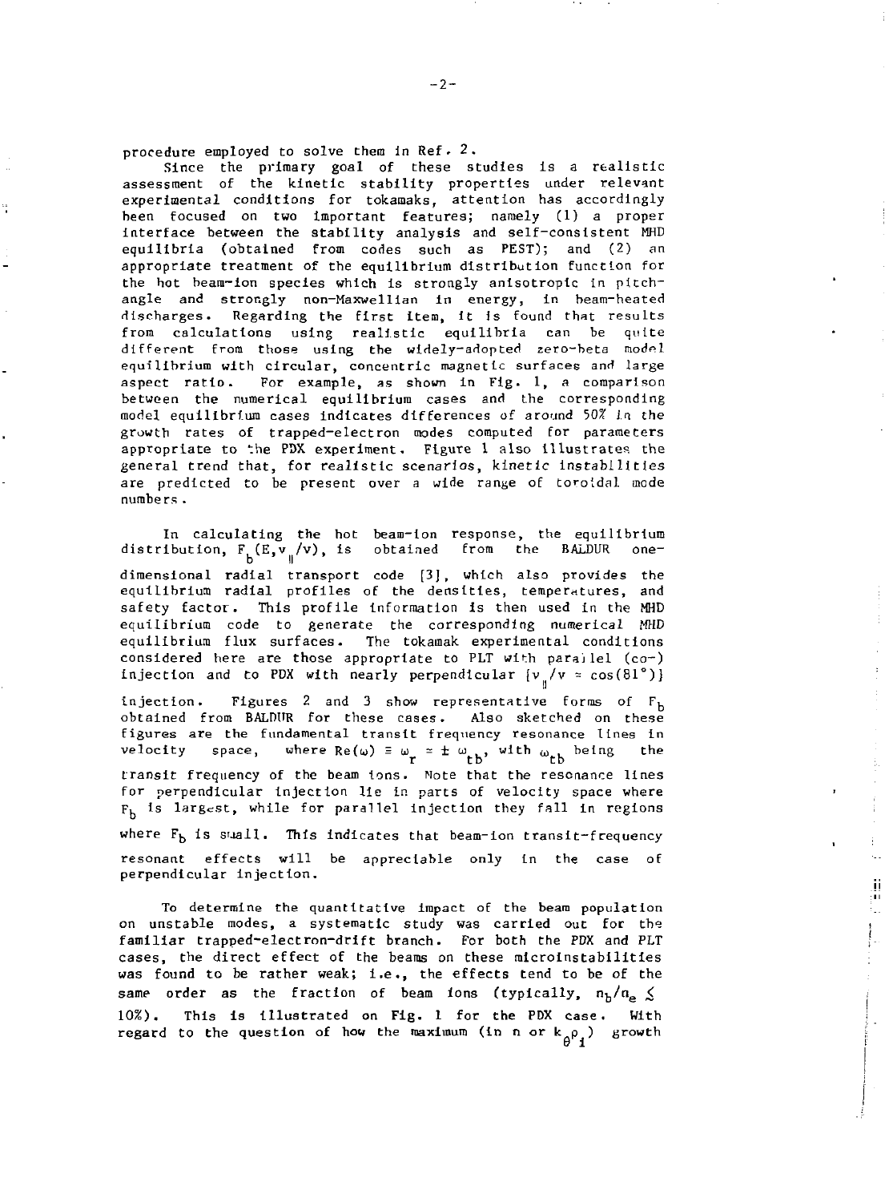procedure employed to solve them in Ref. 2.

Since the primary goal of these studies is a realistic assessment of the kinetic stability properties under relevant experimental conditions for tokamaks, attention has accordingly been focused on two important features; namely (1) a proper interface between the stability analysis and self-consistent MHD equilibria (obtained from codes such as PEST); and (2) an appropriate treatment of the equilibrium distribution function for the hot beam-ion species which is strongly anisotropic in pitch-angle and strongly non-Maxwellian in energy, in beam-heated discharges. Regarding the first item, it is found that results from calculations using realistic equilibria can be quite different from those using the widely-adopted zero-beta model equilibrium with circular, concentric magnetic surfaces and large aspect ratio. For example, as shown in Fig. 1, a comparison between the numerical equilibrium cases and the corresponding model equilibrium cases indicates differences of around 50% in the growth rates of trapped-electron modes computed for parameters appropriate to the PDX experiment. Figure 1 also illustrates the general trend that, for realistic scenarios, kinetic instabilities are predicted to be present over a wide range of toroidal mode numbers.

In calculating the hot beam-ion response, the equilibrium distribution, $F_b(E,v_{\parallel}/v)$, is obtained from the BALDUR one-dimensional radial transport code [3], which also provides the equilibrium radial profiles of the densities, temperatures, and safety factor. This profile information is then used in the MHD equilibrium code to generate the corresponding numerical MHD equilibrium flux surfaces. The tokamak experimental conditions considered here are those appropriate to PLT with parallel (co-) injection and to PDX with nearly perpendicular $\{v_{\parallel}/v \approx \cos(81°)\}$ injection. Figures 2 and 3 show representative forms of $F_b$ obtained from BALDUR for these cases. Also sketched on these figures are the fundamental transit frequency resonance lines in velocity space, where $Re(\omega) \equiv \omega_r \approx \pm\, \omega_{tb}$, with $\omega_{tb}$ being the transit frequency of the beam ions. Note that the resonance lines for perpendicular injection lie in parts of velocity space where $F_b$ is largest, while for parallel injection they fall in regions where $F_b$ is small. This indicates that beam-ion transit-frequency resonant effects will be appreciable only in the case of perpendicular injection.

To determine the quantitative impact of the beam population on unstable modes, a systematic study was carried out for the familiar trapped-electron-drift branch. For both the PDX and PLT cases, the direct effect of the beams on these microinstabilities was found to be rather weak; i.e., the effects tend to be of the same order as the fraction of beam ions (typically, $n_b/n_e \lesssim$ 10%). This is illustrated on Fig. 1 for the PDX case. With regard to the question of how the maximum (in n or $k_{\theta}\rho_i$) growth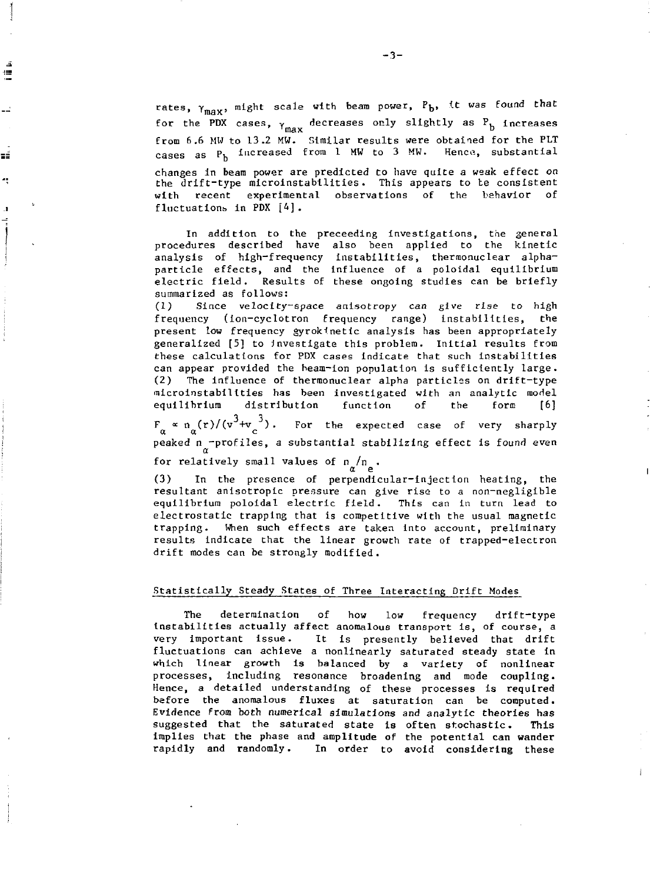rates, $\gamma_{max}$, might scale with beam power, $P_b$, it was found that for the PDX cases, $\gamma_{max}$ decreases only slightly as $P_b$ increases from 6.6 MW to 13.2 MW. Similar results were obtained for the PLT cases as $P_b$ increased from 1 MW to 3 MW. Hence, substantial changes in beam power are predicted to have quite a weak effect on the drift-type microinstabilities. This appears to be consistent with recent experimental observations of the behavior of fluctuations in PDX [4].

In addition to the preceeding investigations, the general procedures described have also been applied to the kinetic analysis of high-frequency instabilities, thermonuclear alpha-particle effects, and the influence of a poloidal equilibrium electric field. Results of these ongoing studies can be briefly summarized as follows:

(1) Since velocity-space anisotropy can give rise to high frequency (ion-cyclotron frequency range) instabilities, the present low frequency gyrokinetic analysis has been appropriately generalized [5] to investigate this problem. Initial results from these calculations for PDX cases indicate that such instabilities can appear provided the beam-ion population is sufficiently large.

(2) The influence of thermonuclear alpha particles on drift-type microinstabilities has been investigated with an analytic model equilibrium distribution function of the form [6] $F_\alpha \propto n_\alpha(r)/(v^3+v_c^{\,3})$. For the expected case of very sharply peaked $n_\alpha$-profiles, a substantial stabilizing effect is found even for relatively small values of $n_\alpha/n_e$.

(3) In the presence of perpendicular-injection heating, the resultant anisotropic pressure can give rise to a non-negligible equilibrium poloidal electric field. This can in turn lead to electrostatic trapping that is competitive with the usual magnetic trapping. When such effects are taken into account, preliminary results indicate that the linear growth rate of trapped-electron drift modes can be strongly modified.

## Statistically Steady States of Three Interacting Drift Modes

The determination of how low frequency drift-type instabilities actually affect anomalous transport is, of course, a very important issue. It is presently believed that drift fluctuations can achieve a nonlinearly saturated steady state in which linear growth is balanced by a variety of nonlinear processes, including resonance broadening and mode coupling. Hence, a detailed understanding of these processes is required before the anomalous fluxes at saturation can be computed. Evidence from both numerical simulations and analytic theories has suggested that the saturated state is often stochastic. This implies that the phase and amplitude of the potential can wander rapidly and randomly. In order to avoid considering these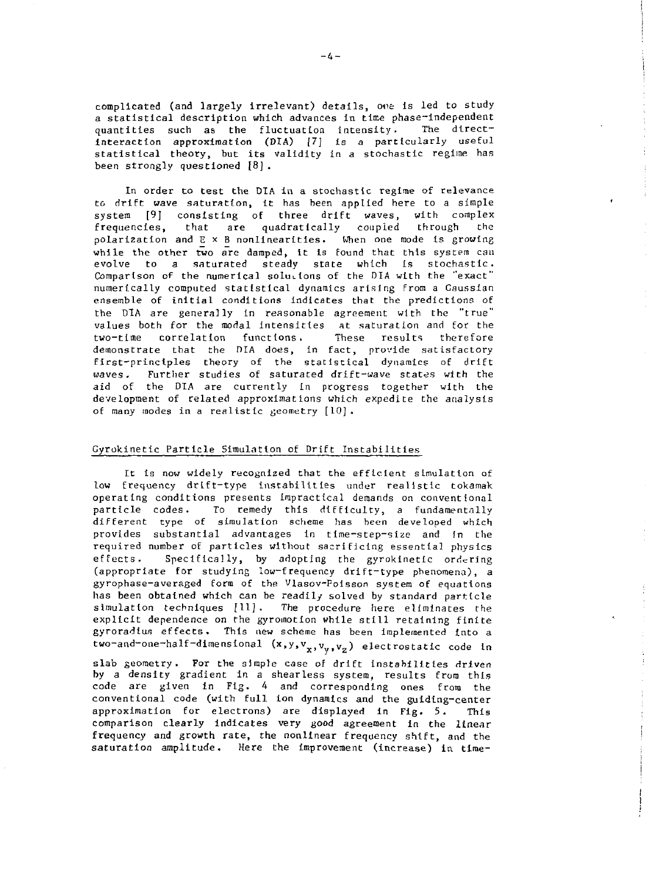complicated (and largely irrelevant) details, one is led to study a statistical description which advances in time phase-independent quantities such as the fluctuation intensity. The direct-interaction approximation (DIA) [7] is a particularly useful statistical theory, but its validity in a stochastic regime has been strongly questioned [8].

In order to test the DIA in a stochastic regime of relevance to drift wave saturation, it has been applied here to a simple system [9] consisting of three drift waves, with complex frequencies, that are quadratically coupled through the polarization and $\bar{E} \times B$ nonlinearities. When one mode is growing while the other two are damped, it is found that this system can evolve to a saturated steady state which is stochastic. Comparison of the numerical solutions of the DIA with the "exact" numerically computed statistical dynamics arising from a Gaussian ensemble of initial conditions indicates that the predictions of the DIA are generally in reasonable agreement with the "true" values both for the modal intensities at saturation and for the two-time correlation functions. These results therefore demonstrate that the DIA does, in fact, provide satisfactory first-principles theory of the statistical dynamics of drift waves. Further studies of saturated drift-wave states with the aid of the DIA are currently in progress together with the development of related approximations which expedite the analysis of many modes in a realistic geometry [10].

## Gyrokinetic Particle Simulation of Drift Instabilities

It is now widely recognized that the efficient simulation of low frequency drift-type instabilities under realistic tokamak operating conditions presents impractical demands on conventional particle codes. To remedy this difficulty, a fundamentally different type of simulation scheme has been developed which provides substantial advantages in time-step-size and in the required number of particles without sacrificing essential physics effects. Specifically, by adopting the gyrokinetic ordering (appropriate for studying low-frequency drift-type phenomena), a gyrophase-averaged form of the Vlasov-Poisson system of equations has been obtained which can be readily solved by standard particle simulation techniques [11]. The procedure here eliminates the explicit dependence on the gyromotion while still retaining finite gyroradius effects. This new scheme has been implemented into a two-and-one-half-dimensional $(x, y, v_x, v_y, v_z)$ electrostatic code in slab geometry. For the simple case of drift instabilities driven by a density gradient in a shearless system, results from this code are given in Fig. 4 and corresponding ones from the conventional code (with full ion dynamics and the guiding-center approximation for electrons) are displayed in Fig. 5. This comparison clearly indicates very good agreement in the linear frequency and growth rate, the nonlinear frequency shift, and the saturation amplitude. Here the improvement (increase) in time-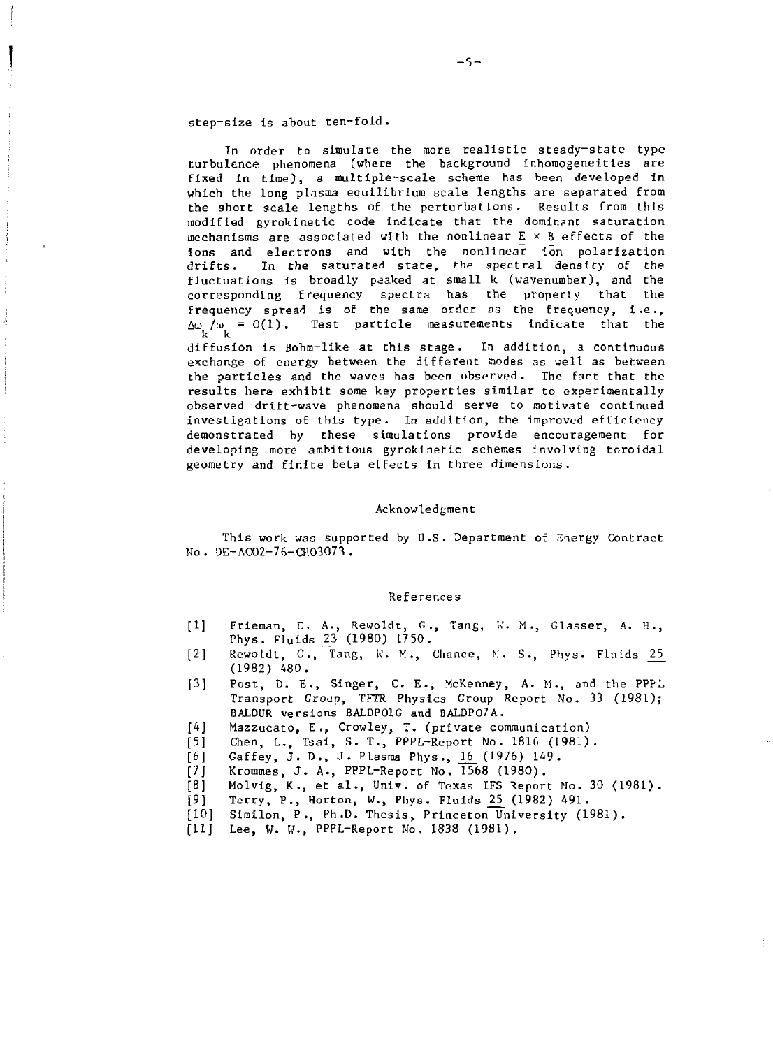step-size is about ten-fold.

In order to simulate the more realistic steady-state type turbulence phenomena (where the background inhomogeneities are fixed in time), a multiple-scale scheme has been developed in which the long plasma equilibrium scale lengths are separated from the short scale lengths of the perturbations. Results from this modified gyrokinetic code indicate that the dominant saturation mechanisms are associated with the nonlinear $E \times B$ effects of the ions and electrons and with the nonlinear ion polarization drifts. In the saturated state, the spectral density of the fluctuations is broadly peaked at small k (wavenumber), and the corresponding frequency spectra has the property that the frequency spread is of the same order as the frequency, i.e., $\Delta\omega_k/\omega_k = O(1)$. Test particle measurements indicate that the diffusion is Bohm-like at this stage. In addition, a continuous exchange of energy between the different modes as well as between the particles and the waves has been observed. The fact that the results here exhibit some key properties similar to experimentally observed drift-wave phenomena should serve to motivate continued investigations of this type. In addition, the improved efficiency demonstrated by these simulations provide encouragement for developing more ambitious gyrokinetic schemes involving toroidal geometry and finite beta effects in three dimensions.

## Acknowledgment

This work was supported by U.S. Department of Energy Contract No. DE-AC02-76-CHO3073.

## References

[1] Frieman, E. A., Rewoldt, G., Tang, W. M., Glasser, A. H., Phys. Fluids 23 (1980) 1750.

[2] Rewoldt, G., Tang, W. M., Chance, M. S., Phys. Fluids 25 (1982) 480.

[3] Post, D. E., Singer, C. E., McKenney, A. M., and the PPPL Transport Group, TFTR Physics Group Report No. 33 (1981); BALDUR versions BALDPO1G and BALDPO7A.

[4] Mazzucato, E., Crowley, T. (private communication)

[5] Chen, L., Tsai, S. T., PPPL-Report No. 1816 (1981).

[6] Gaffey, J. D., J. Plasma Phys., 16 (1976) 149.

[7] Krommes, J. A., PPPL-Report No. 1568 (1980).

[8] Molvig, K., et al., Univ. of Texas IFS Report No. 30 (1981).

[9] Terry, P., Horton, W., Phys. Fluids 25 (1982) 491.

[10] Similon, P., Ph.D. Thesis, Princeton University (1981).

[11] Lee, W. W., PPPL-Report No. 1838 (1981).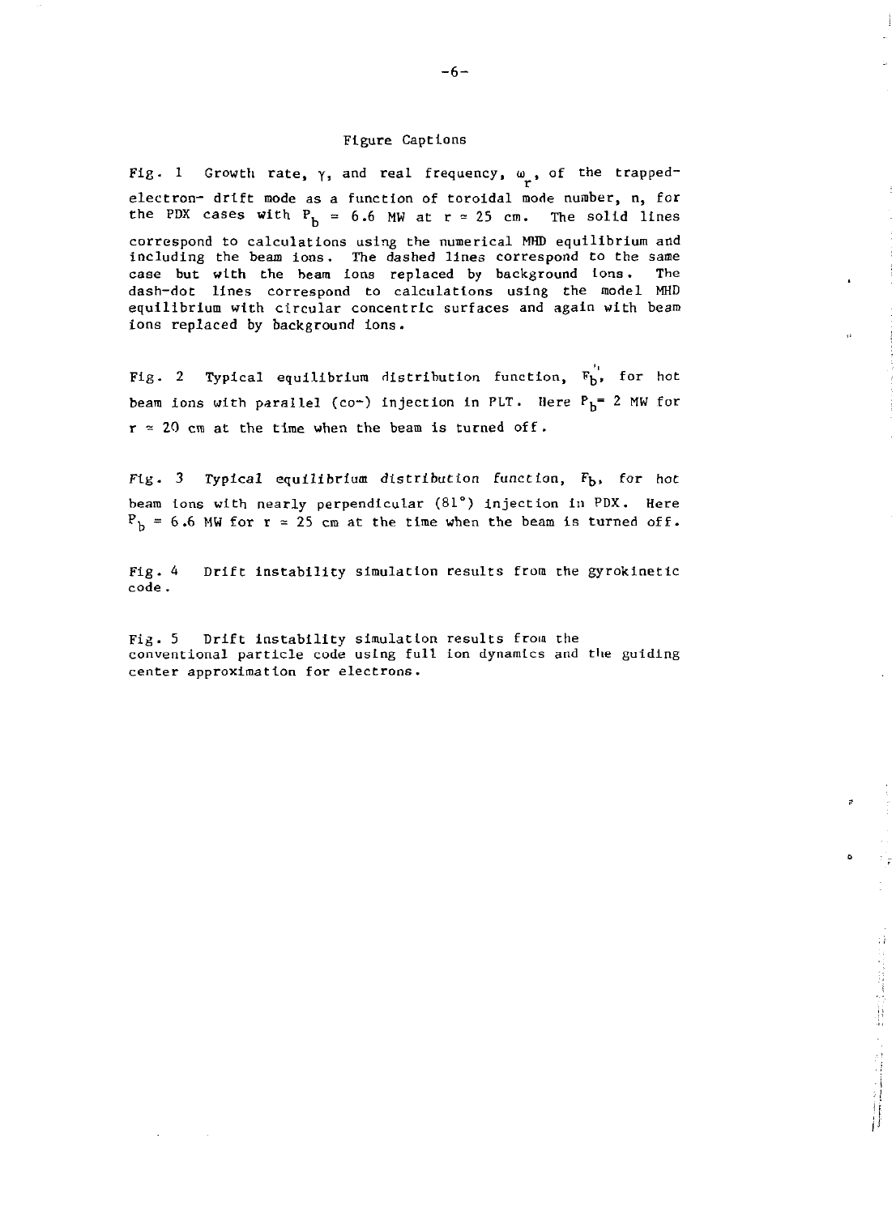# Figure Captions

Fig. 1 Growth rate, $\gamma$, and real frequency, $\omega_r$, of the trapped-electron- drift mode as a function of toroidal mode number, n, for the PDX cases with $P_b = 6.6$ MW at $r \approx 25$ cm. The solid lines correspond to calculations using the numerical MHD equilibrium and including the beam ions. The dashed lines correspond to the same case but with the beam ions replaced by background ions. The dash-dot lines correspond to calculations using the model MHD equilibrium with circular concentric surfaces and again with beam ions replaced by background ions.

Fig. 2 Typical equilibrium distribution function, $F_b$, for hot beam ions with parallel (co-) injection in PLT. Here $P_b = 2$ MW for $r \approx 20$ cm at the time when the beam is turned off.

Fig. 3 Typical equilibrium distribution function, $F_b$, for hot beam ions with nearly perpendicular (81°) injection in PDX. Here $P_b = 6.6$ MW for $r \approx 25$ cm at the time when the beam is turned off.

Fig. 4 Drift instability simulation results from the gyrokinetic code.

Fig. 5 Drift instability simulation results from the conventional particle code using full ion dynamics and the guiding center approximation for electrons.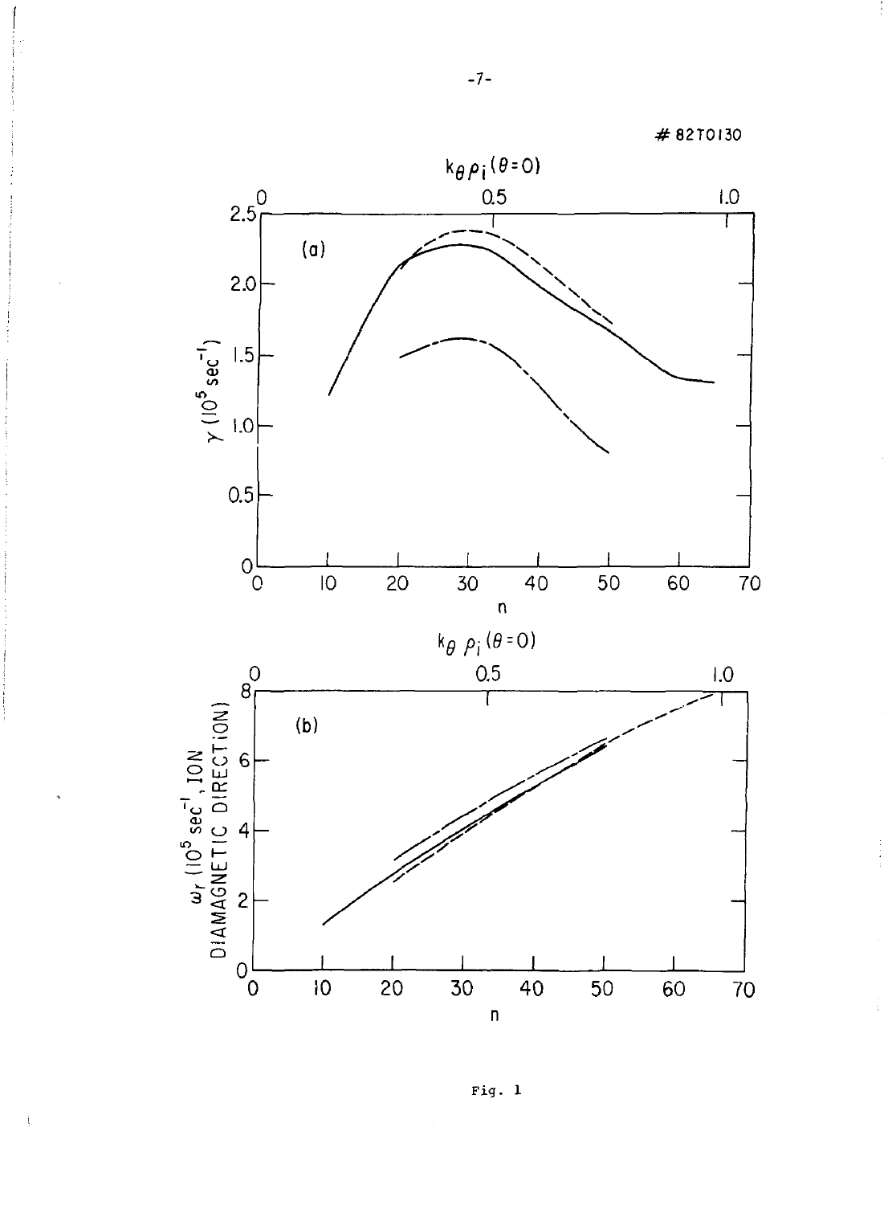# 82T0130

Fig. 1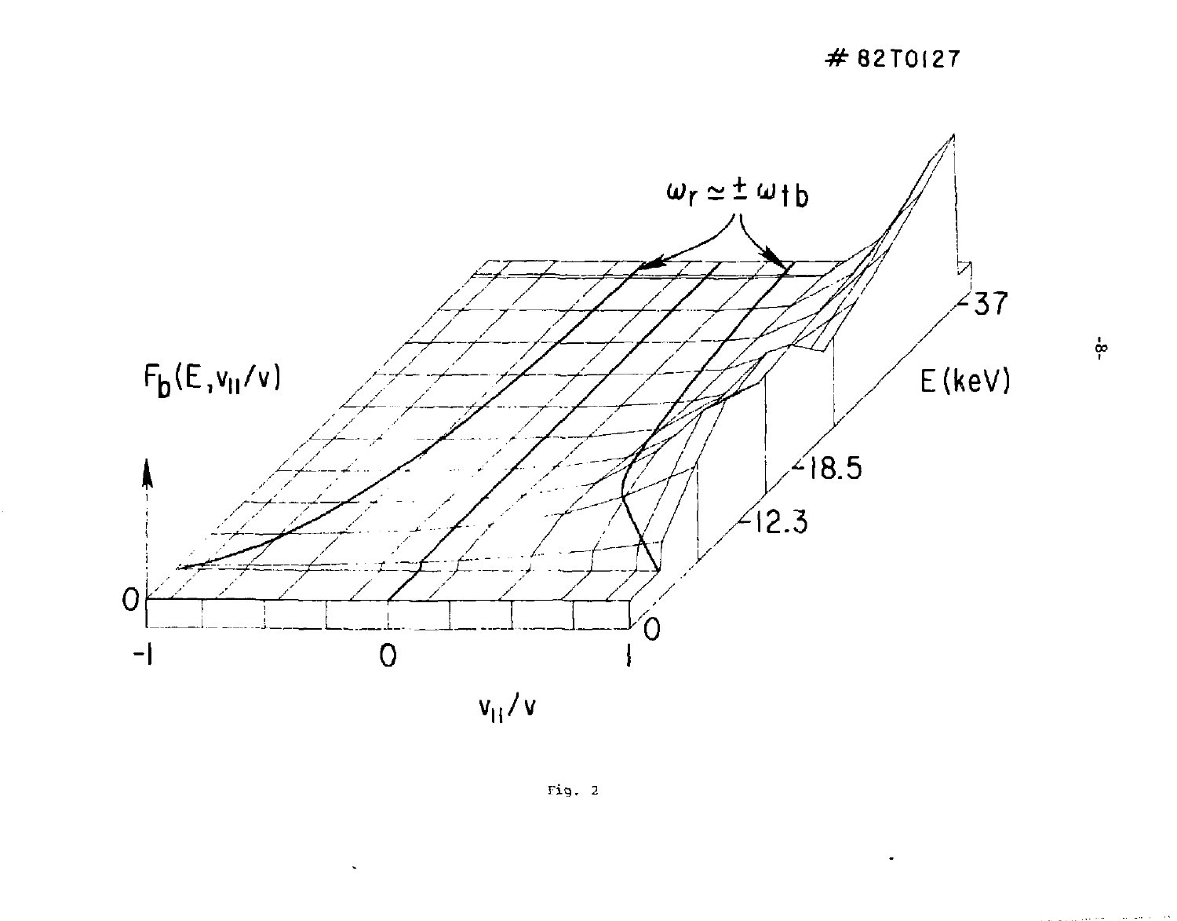Fig. 2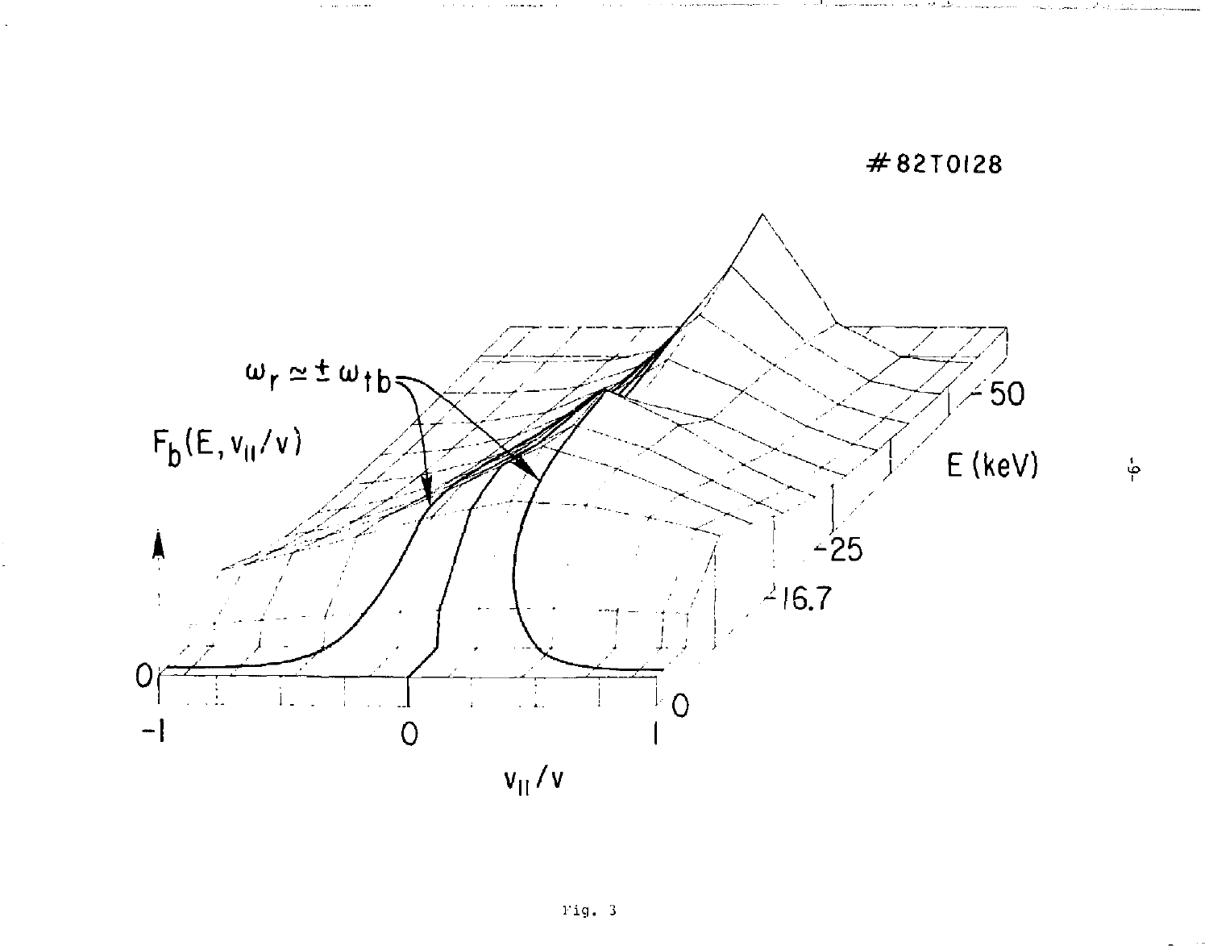Fig. 3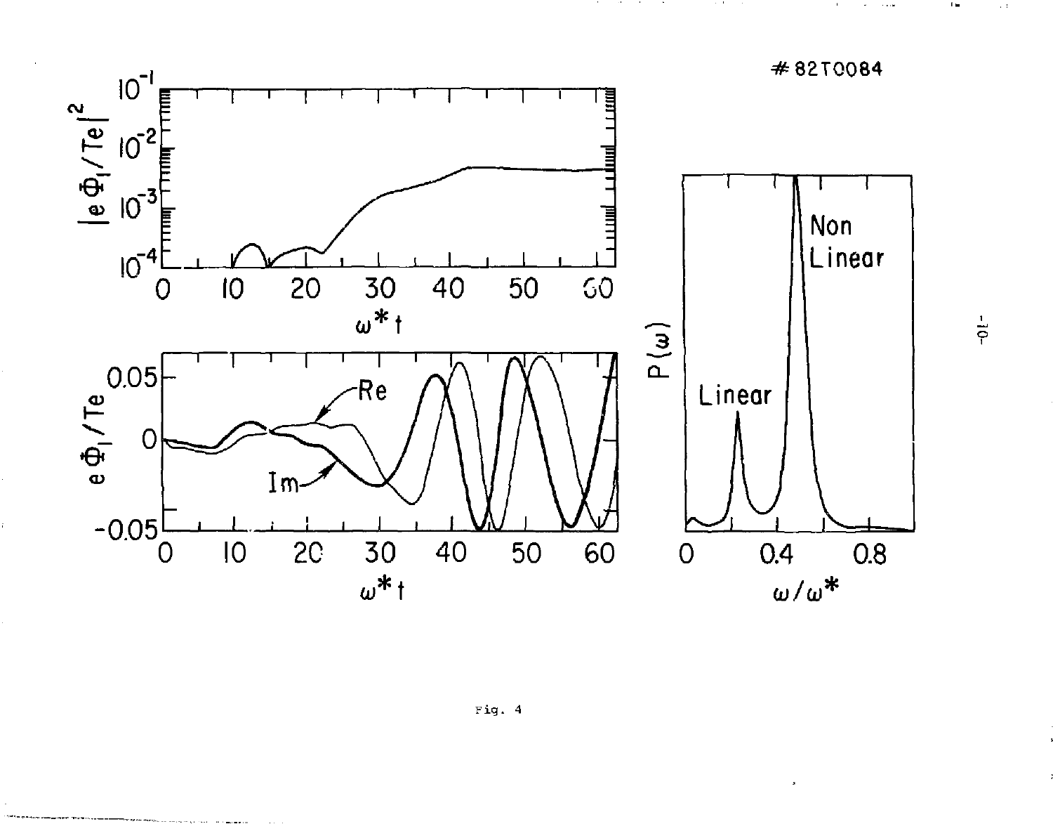Fig. 4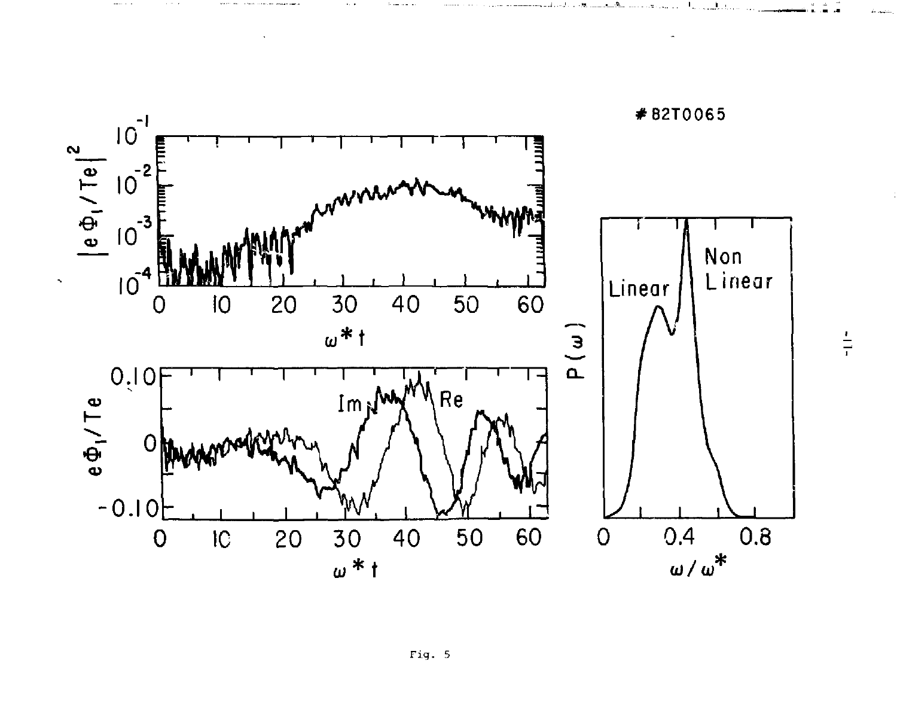#82T0065

$|e\tilde{\Phi}_l/Te|^2$

$10^{-1}$

$10^{-2}$

$10^{-3}$

$10^{-4}$

0 10 20 30 40 50 60

$\omega^* t$

$e\Phi_l/Te$

0.10

0

-0.10

Im

Re

0 10 20 30 40 50 60

$\omega^* t$

$P(\omega)$

Linear

Non Linear

0 0.4 0.8

$\omega/\omega^*$

Fig. 5